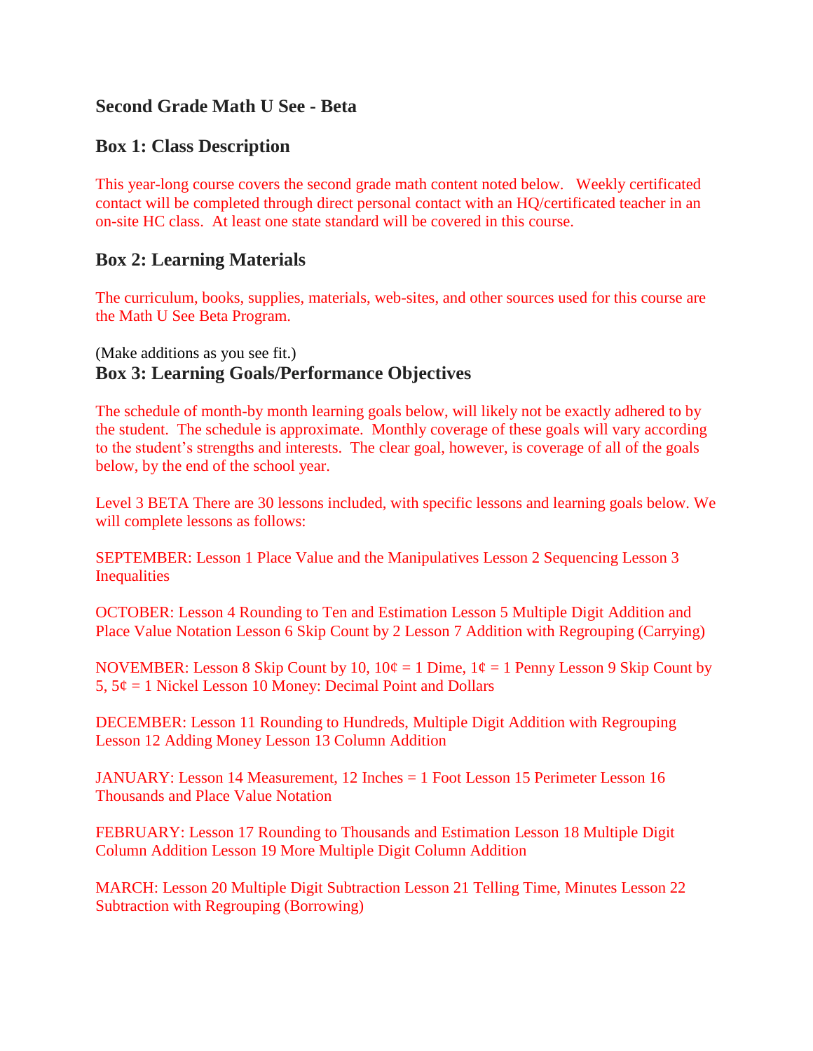## Second Grade Math U See - Beta

### Box 1: Class Description

This year-long course covers the second grade math content noted below. Weekly certificated contact will be completed through direct personal contact with an HQ/certificated teacher in an on-site HC class. At least one state standard will be covered in this course.

### Box 2: Learning Materials

The curriculum, books, supplies, materials, web-sites, and other sources used for this course are the Math U See Beta Program.

(Make additions as you see fit.)

### Box 3: Learning Goals/Performance Objectives

The schedule of month-by month learning goals below, will likely not be exactly adhered to by the student. The schedule is approximate. Monthly coverage of these goals will vary according to the student's strengths and interests. The clear goal, however, is coverage of all of the goals below, by the end of the school year.

Level 3 BETA There are 30 lessons included, with specific lessons and learning goals below. We will complete lessons as follows:

SEPTEMBER: Lesson 1 Place Value and the Manipulatives Lesson 2 Sequencing Lesson 3 Inequalities

OCTOBER: Lesson 4 Rounding to Ten and Estimation Lesson 5 Multiple Digit Addition and Place Value Notation Lesson 6 Skip Count by 2 Lesson 7 Addition with Regrouping (Carrying)

NOVEMBER: Lesson 8 Skip Count by 10, 10¢ = 1 Dime, 1¢ = 1 Penny Lesson 9 Skip Count by 5, 5¢ = 1 Nickel Lesson 10 Money: Decimal Point and Dollars

DECEMBER: Lesson 11 Rounding to Hundreds, Multiple Digit Addition with Regrouping Lesson 12 Adding Money Lesson 13 Column Addition

JANUARY: Lesson 14 Measurement, 12 Inches = 1 Foot Lesson 15 Perimeter Lesson 16 Thousands and Place Value Notation

FEBRUARY: Lesson 17 Rounding to Thousands and Estimation Lesson 18 Multiple Digit Column Addition Lesson 19 More Multiple Digit Column Addition

MARCH: Lesson 20 Multiple Digit Subtraction Lesson 21 Telling Time, Minutes Lesson 22 Subtraction with Regrouping (Borrowing)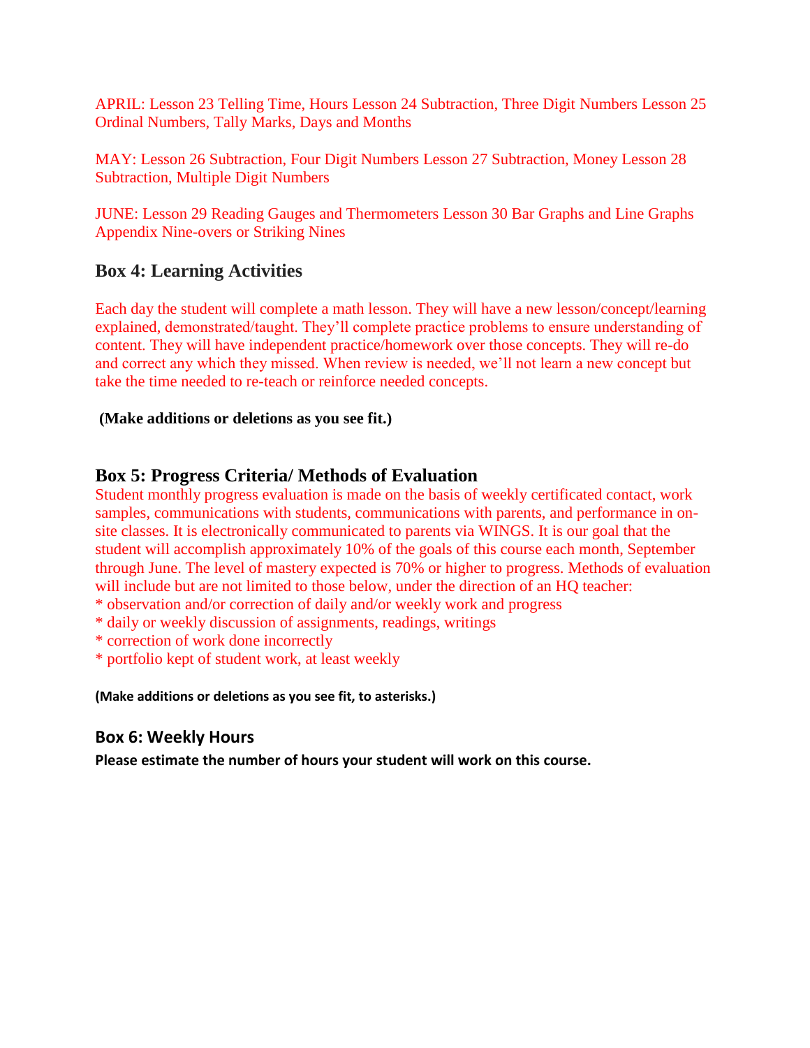APRIL: Lesson 23 Telling Time, Hours Lesson 24 Subtraction, Three Digit Numbers Lesson 25 Ordinal Numbers, Tally Marks, Days and Months

MAY: Lesson 26 Subtraction, Four Digit Numbers Lesson 27 Subtraction, Money Lesson 28 Subtraction, Multiple Digit Numbers

JUNE: Lesson 29 Reading Gauges and Thermometers Lesson 30 Bar Graphs and Line Graphs Appendix Nine-overs or Striking Nines

## Box 4: Learning Activities

Each day the student will complete a math lesson. They will have a new lesson/concept/learning explained, demonstrated/taught. They'll complete practice problems to ensure understanding of content. They will have independent practice/homework over those concepts. They will re-do and correct any which they missed. When review is needed, we'll not learn a new concept but take the time needed to re-teach or reinforce needed concepts.

**(Make additions or deletions as you see fit.)**

## Box 5: Progress Criteria/ Methods of Evaluation

Student monthly progress evaluation is made on the basis of weekly certificated contact, work samples, communications with students, communications with parents, and performance in on-site classes. It is electronically communicated to parents via WINGS. It is our goal that the student will accomplish approximately 10% of the goals of this course each month, September through June. The level of mastery expected is 70% or higher to progress. Methods of evaluation will include but are not limited to those below, under the direction of an HQ teacher:

* observation and/or correction of daily and/or weekly work and progress
* daily or weekly discussion of assignments, readings, writings
* correction of work done incorrectly
* portfolio kept of student work, at least weekly

**(Make additions or deletions as you see fit, to asterisks.)**

## Box 6: Weekly Hours

**Please estimate the number of hours your student will work on this course.**